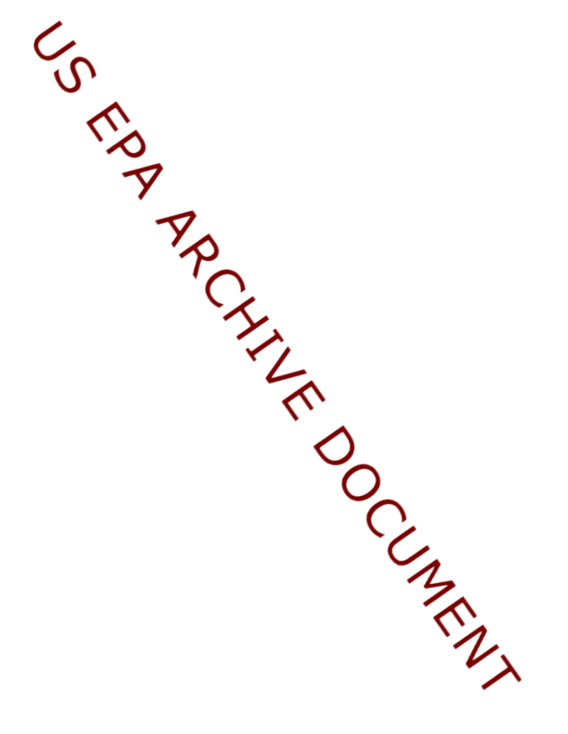US EPA ARCHIVE DOCUMENT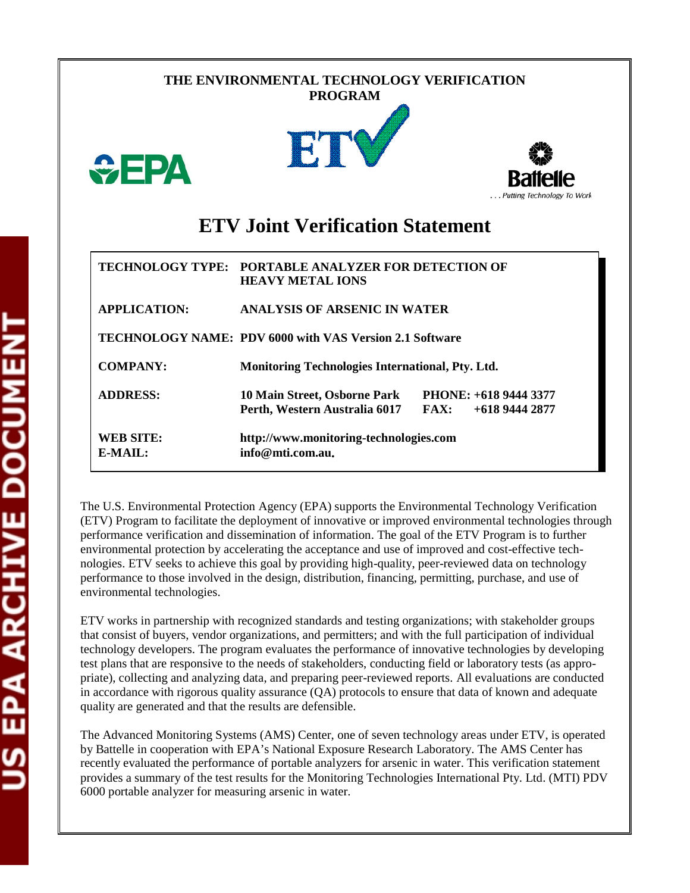THE ENVIRONMENTAL TECHNOLOGY VERIFICATION PROGRAM

# ETV Joint Verification Statement

| | |
|---|---|
| **TECHNOLOGY TYPE:** | **PORTABLE ANALYZER FOR DETECTION OF HEAVY METAL IONS** |
| **APPLICATION:** | **ANALYSIS OF ARSENIC IN WATER** |
| **TECHNOLOGY NAME:** | **PDV 6000 with VAS Version 2.1 Software** |
| **COMPANY:** | **Monitoring Technologies International, Pty. Ltd.** |
| **ADDRESS:** | **10 Main Street, Osborne Park Perth, Western Australia 6017** — **PHONE: +618 9444 3377** **FAX: +618 9444 2877** |
| **WEB SITE:** | **http://www.monitoring-technologies.com** |
| **E-MAIL:** | **info@mti.com.au.** |

The U.S. Environmental Protection Agency (EPA) supports the Environmental Technology Verification (ETV) Program to facilitate the deployment of innovative or improved environmental technologies through performance verification and dissemination of information. The goal of the ETV Program is to further environmental protection by accelerating the acceptance and use of improved and cost-effective technologies. ETV seeks to achieve this goal by providing high-quality, peer-reviewed data on technology performance to those involved in the design, distribution, financing, permitting, purchase, and use of environmental technologies.

ETV works in partnership with recognized standards and testing organizations; with stakeholder groups that consist of buyers, vendor organizations, and permitters; and with the full participation of individual technology developers. The program evaluates the performance of innovative technologies by developing test plans that are responsive to the needs of stakeholders, conducting field or laboratory tests (as appropriate), collecting and analyzing data, and preparing peer-reviewed reports. All evaluations are conducted in accordance with rigorous quality assurance (QA) protocols to ensure that data of known and adequate quality are generated and that the results are defensible.

The Advanced Monitoring Systems (AMS) Center, one of seven technology areas under ETV, is operated by Battelle in cooperation with EPA's National Exposure Research Laboratory. The AMS Center has recently evaluated the performance of portable analyzers for arsenic in water. This verification statement provides a summary of the test results for the Monitoring Technologies International Pty. Ltd. (MTI) PDV 6000 portable analyzer for measuring arsenic in water.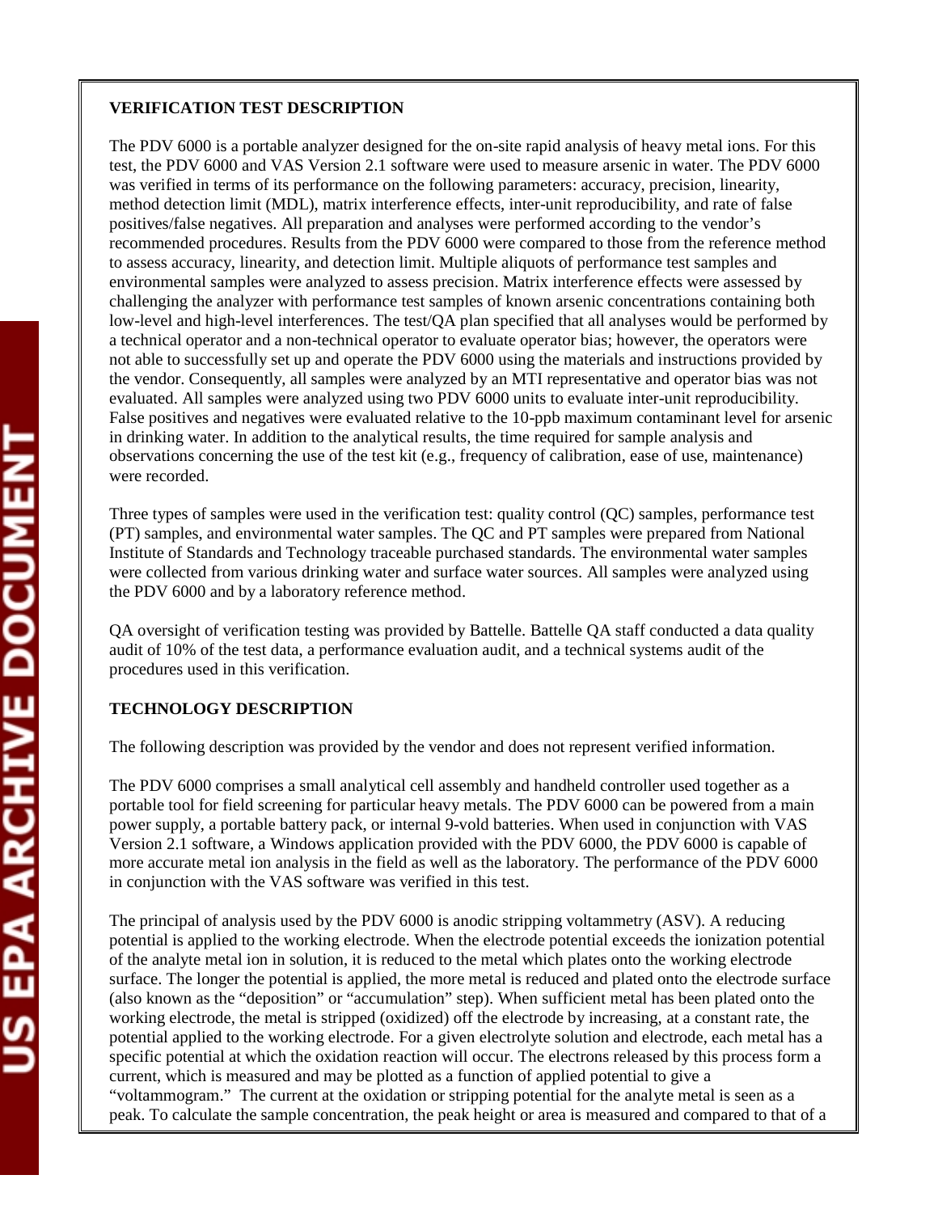**VERIFICATION TEST DESCRIPTION**

The PDV 6000 is a portable analyzer designed for the on-site rapid analysis of heavy metal ions. For this test, the PDV 6000 and VAS Version 2.1 software were used to measure arsenic in water. The PDV 6000 was verified in terms of its performance on the following parameters: accuracy, precision, linearity, method detection limit (MDL), matrix interference effects, inter-unit reproducibility, and rate of false positives/false negatives. All preparation and analyses were performed according to the vendor's recommended procedures. Results from the PDV 6000 were compared to those from the reference method to assess accuracy, linearity, and detection limit. Multiple aliquots of performance test samples and environmental samples were analyzed to assess precision. Matrix interference effects were assessed by challenging the analyzer with performance test samples of known arsenic concentrations containing both low-level and high-level interferences. The test/QA plan specified that all analyses would be performed by a technical operator and a non-technical operator to evaluate operator bias; however, the operators were not able to successfully set up and operate the PDV 6000 using the materials and instructions provided by the vendor. Consequently, all samples were analyzed by an MTI representative and operator bias was not evaluated. All samples were analyzed using two PDV 6000 units to evaluate inter-unit reproducibility. False positives and negatives were evaluated relative to the 10-ppb maximum contaminant level for arsenic in drinking water. In addition to the analytical results, the time required for sample analysis and observations concerning the use of the test kit (e.g., frequency of calibration, ease of use, maintenance) were recorded.

Three types of samples were used in the verification test: quality control (QC) samples, performance test (PT) samples, and environmental water samples. The QC and PT samples were prepared from National Institute of Standards and Technology traceable purchased standards. The environmental water samples were collected from various drinking water and surface water sources. All samples were analyzed using the PDV 6000 and by a laboratory reference method.

QA oversight of verification testing was provided by Battelle. Battelle QA staff conducted a data quality audit of 10% of the test data, a performance evaluation audit, and a technical systems audit of the procedures used in this verification.

**TECHNOLOGY DESCRIPTION**

The following description was provided by the vendor and does not represent verified information.

The PDV 6000 comprises a small analytical cell assembly and handheld controller used together as a portable tool for field screening for particular heavy metals. The PDV 6000 can be powered from a main power supply, a portable battery pack, or internal 9-vold batteries. When used in conjunction with VAS Version 2.1 software, a Windows application provided with the PDV 6000, the PDV 6000 is capable of more accurate metal ion analysis in the field as well as the laboratory. The performance of the PDV 6000 in conjunction with the VAS software was verified in this test.

The principal of analysis used by the PDV 6000 is anodic stripping voltammetry (ASV). A reducing potential is applied to the working electrode. When the electrode potential exceeds the ionization potential of the analyte metal ion in solution, it is reduced to the metal which plates onto the working electrode surface. The longer the potential is applied, the more metal is reduced and plated onto the electrode surface (also known as the "deposition" or "accumulation" step). When sufficient metal has been plated onto the working electrode, the metal is stripped (oxidized) off the electrode by increasing, at a constant rate, the potential applied to the working electrode. For a given electrolyte solution and electrode, each metal has a specific potential at which the oxidation reaction will occur. The electrons released by this process form a current, which is measured and may be plotted as a function of applied potential to give a "voltammogram." The current at the oxidation or stripping potential for the analyte metal is seen as a peak. To calculate the sample concentration, the peak height or area is measured and compared to that of a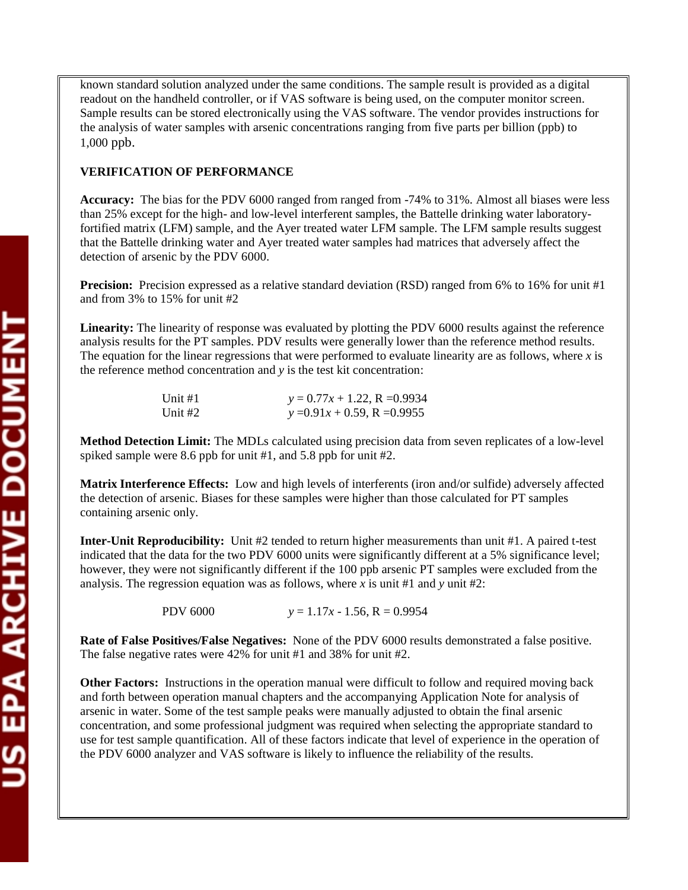known standard solution analyzed under the same conditions. The sample result is provided as a digital readout on the handheld controller, or if VAS software is being used, on the computer monitor screen. Sample results can be stored electronically using the VAS software. The vendor provides instructions for the analysis of water samples with arsenic concentrations ranging from five parts per billion (ppb) to 1,000 ppb.

**VERIFICATION OF PERFORMANCE**

**Accuracy:** The bias for the PDV 6000 ranged from ranged from -74% to 31%. Almost all biases were less than 25% except for the high- and low-level interferent samples, the Battelle drinking water laboratory-fortified matrix (LFM) sample, and the Ayer treated water LFM sample. The LFM sample results suggest that the Battelle drinking water and Ayer treated water samples had matrices that adversely affect the detection of arsenic by the PDV 6000.

**Precision:** Precision expressed as a relative standard deviation (RSD) ranged from 6% to 16% for unit #1 and from 3% to 15% for unit #2

**Linearity:** The linearity of response was evaluated by plotting the PDV 6000 results against the reference analysis results for the PT samples. PDV results were generally lower than the reference method results. The equation for the linear regressions that were performed to evaluate linearity are as follows, where $x$ is the reference method concentration and $y$ is the test kit concentration:

Unit #1 $y = 0.77x + 1.22$, R =0.9934

Unit #2 $y = 0.91x + 0.59$, R =0.9955

**Method Detection Limit:** The MDLs calculated using precision data from seven replicates of a low-level spiked sample were 8.6 ppb for unit #1, and 5.8 ppb for unit #2.

**Matrix Interference Effects:** Low and high levels of interferents (iron and/or sulfide) adversely affected the detection of arsenic. Biases for these samples were higher than those calculated for PT samples containing arsenic only.

**Inter-Unit Reproducibility:** Unit #2 tended to return higher measurements than unit #1. A paired *t*-test indicated that the data for the two PDV 6000 units were significantly different at a 5% significance level; however, they were not significantly different if the 100 ppb arsenic PT samples were excluded from the analysis. The regression equation was as follows, where $x$ is unit #1 and $y$ unit #2:

PDV 6000 $y = 1.17x - 1.56$, R = 0.9954

**Rate of False Positives/False Negatives:** None of the PDV 6000 results demonstrated a false positive. The false negative rates were 42% for unit #1 and 38% for unit #2.

**Other Factors:** Instructions in the operation manual were difficult to follow and required moving back and forth between operation manual chapters and the accompanying Application Note for analysis of arsenic in water. Some of the test sample peaks were manually adjusted to obtain the final arsenic concentration, and some professional judgment was required when selecting the appropriate standard to use for test sample quantification. All of these factors indicate that level of experience in the operation of the PDV 6000 analyzer and VAS software is likely to influence the reliability of the results.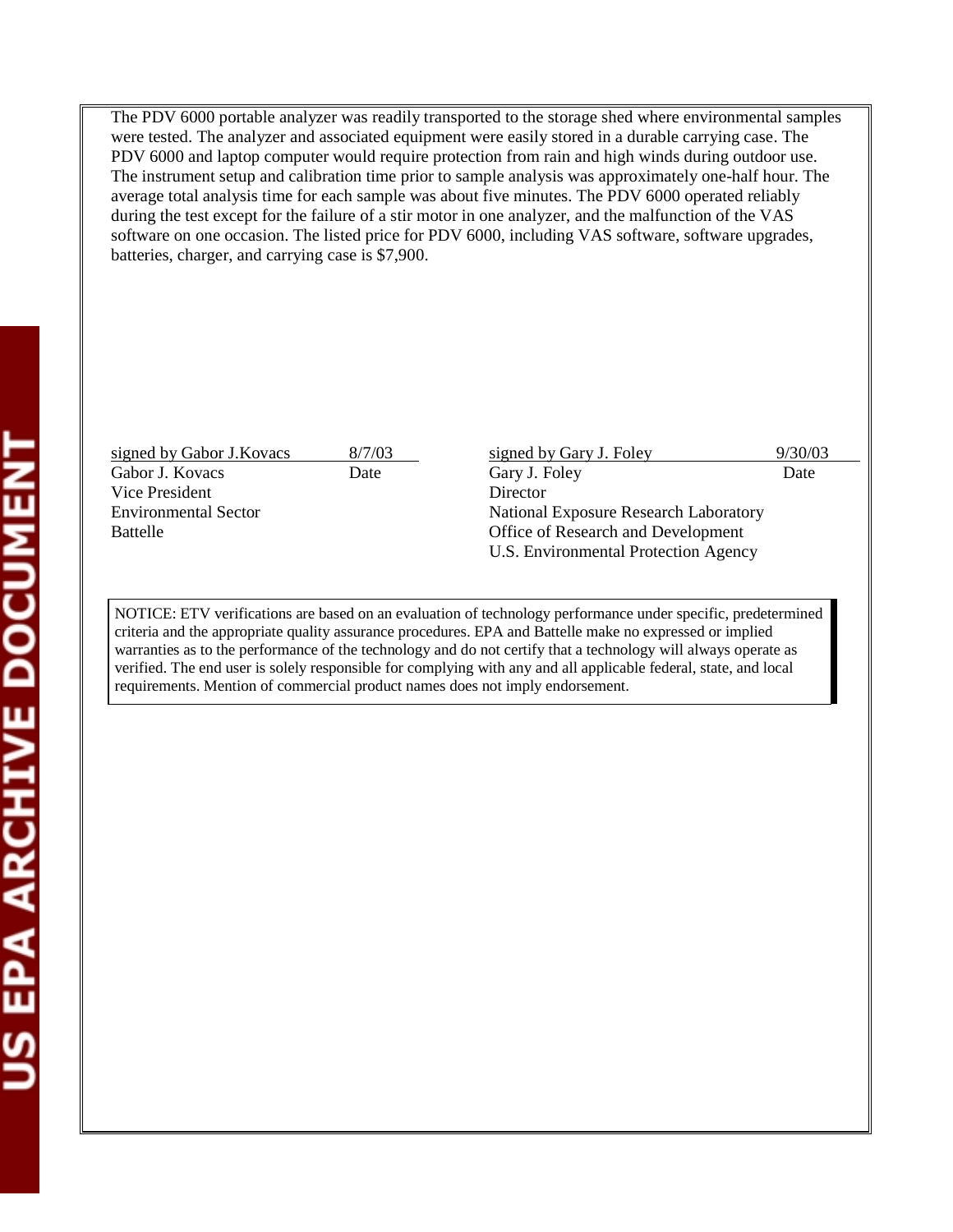The PDV 6000 portable analyzer was readily transported to the storage shed where environmental samples were tested. The analyzer and associated equipment were easily stored in a durable carrying case. The PDV 6000 and laptop computer would require protection from rain and high winds during outdoor use. The instrument setup and calibration time prior to sample analysis was approximately one-half hour. The average total analysis time for each sample was about five minutes. The PDV 6000 operated reliably during the test except for the failure of a stir motor in one analyzer, and the malfunction of the VAS software on one occasion. The listed price for PDV 6000, including VAS software, software upgrades, batteries, charger, and carrying case is $7,900.

signed by Gabor J.Kovacs 8/7/03
Gabor J. Kovacs Date
Vice President
Environmental Sector
Battelle

signed by Gary J. Foley 9/30/03
Gary J. Foley Date
Director
National Exposure Research Laboratory
Office of Research and Development
U.S. Environmental Protection Agency

NOTICE: ETV verifications are based on an evaluation of technology performance under specific, predetermined criteria and the appropriate quality assurance procedures. EPA and Battelle make no expressed or implied warranties as to the performance of the technology and do not certify that a technology will always operate as verified. The end user is solely responsible for complying with any and all applicable federal, state, and local requirements. Mention of commercial product names does not imply endorsement.